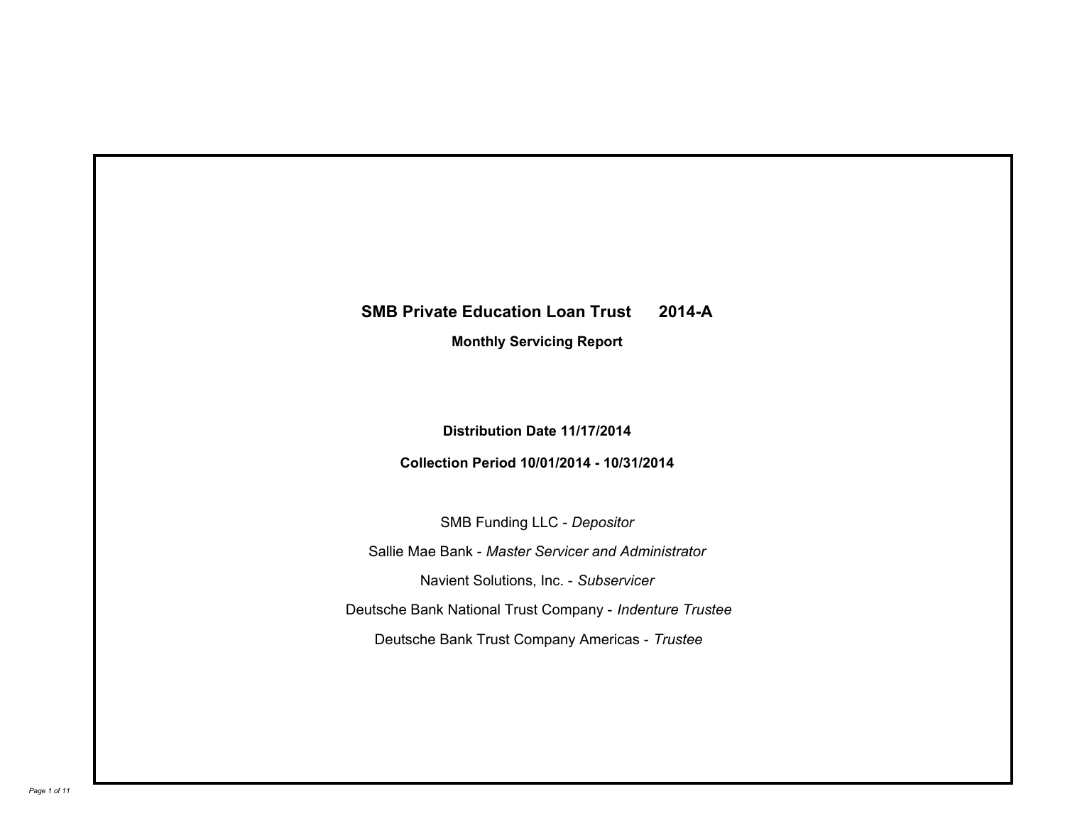# SMB Private Education Loan Trust 2014-A

## Monthly Servicing Report

**Distribution Date 11/17/2014**

**Collection Period 10/01/2014 - 10/31/2014**

SMB Funding LLC - *Depositor*

Sallie Mae Bank - *Master Servicer and Administrator*

Navient Solutions, Inc. - *Subservicer*

Deutsche Bank National Trust Company - *Indenture Trustee*

Deutsche Bank Trust Company Americas - *Trustee*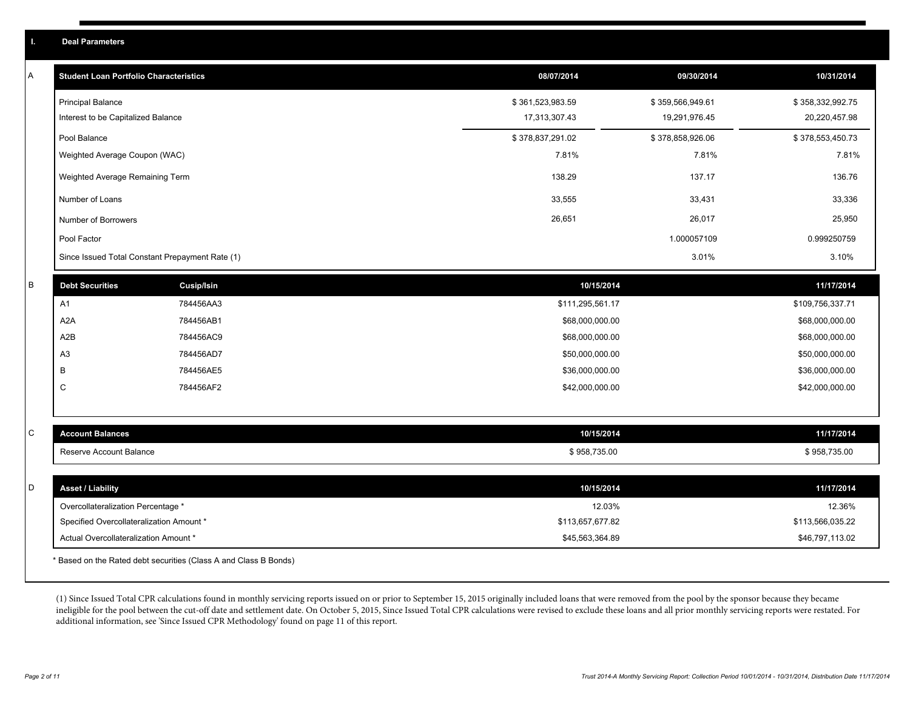## I. Deal Parameters

### A

| Student Loan Portfolio Characteristics | 08/07/2014 | 09/30/2014 | 10/31/2014 |
|---|---|---|---|
| Principal Balance | $ 361,523,983.59 | $ 359,566,949.61 | $ 358,332,992.75 |
| Interest to be Capitalized Balance | 17,313,307.43 | 19,291,976.45 | 20,220,457.98 |
| Pool Balance | $ 378,837,291.02 | $ 378,858,926.06 | $ 378,553,450.73 |
| Weighted Average Coupon (WAC) | 7.81% | 7.81% | 7.81% |
| Weighted Average Remaining Term | 138.29 | 137.17 | 136.76 |
| Number of Loans | 33,555 | 33,431 | 33,336 |
| Number of Borrowers | 26,651 | 26,017 | 25,950 |
| Pool Factor | | 1.000057109 | 0.999250759 |
| Since Issued Total Constant Prepayment Rate (1) | | 3.01% | 3.10% |

### B

| Debt Securities | Cusip/Isin | 10/15/2014 | 11/17/2014 |
|---|---|---|---|
| A1 | 784456AA3 | $111,295,561.17 | $109,756,337.71 |
| A2A | 784456AB1 | $68,000,000.00 | $68,000,000.00 |
| A2B | 784456AC9 | $68,000,000.00 | $68,000,000.00 |
| A3 | 784456AD7 | $50,000,000.00 | $50,000,000.00 |
| B | 784456AE5 | $36,000,000.00 | $36,000,000.00 |
| C | 784456AF2 | $42,000,000.00 | $42,000,000.00 |

### C

| Account Balances | 10/15/2014 | 11/17/2014 |
|---|---|---|
| Reserve Account Balance | $ 958,735.00 | $ 958,735.00 |

### D

| Asset / Liability | 10/15/2014 | 11/17/2014 |
|---|---|---|
| Overcollateralization Percentage * | 12.03% | 12.36% |
| Specified Overcollateralization Amount * | $113,657,677.82 | $113,566,035.22 |
| Actual Overcollateralization Amount * | $45,563,364.89 | $46,797,113.02 |

* Based on the Rated debt securities (Class A and Class B Bonds)

(1) Since Issued Total CPR calculations found in monthly servicing reports issued on or prior to September 15, 2015 originally included loans that were removed from the pool by the sponsor because they became ineligible for the pool between the cut-off date and settlement date. On October 5, 2015, Since Issued Total CPR calculations were revised to exclude these loans and all prior monthly servicing reports were restated. For additional information, see 'Since Issued CPR Methodology' found on page 11 of this report.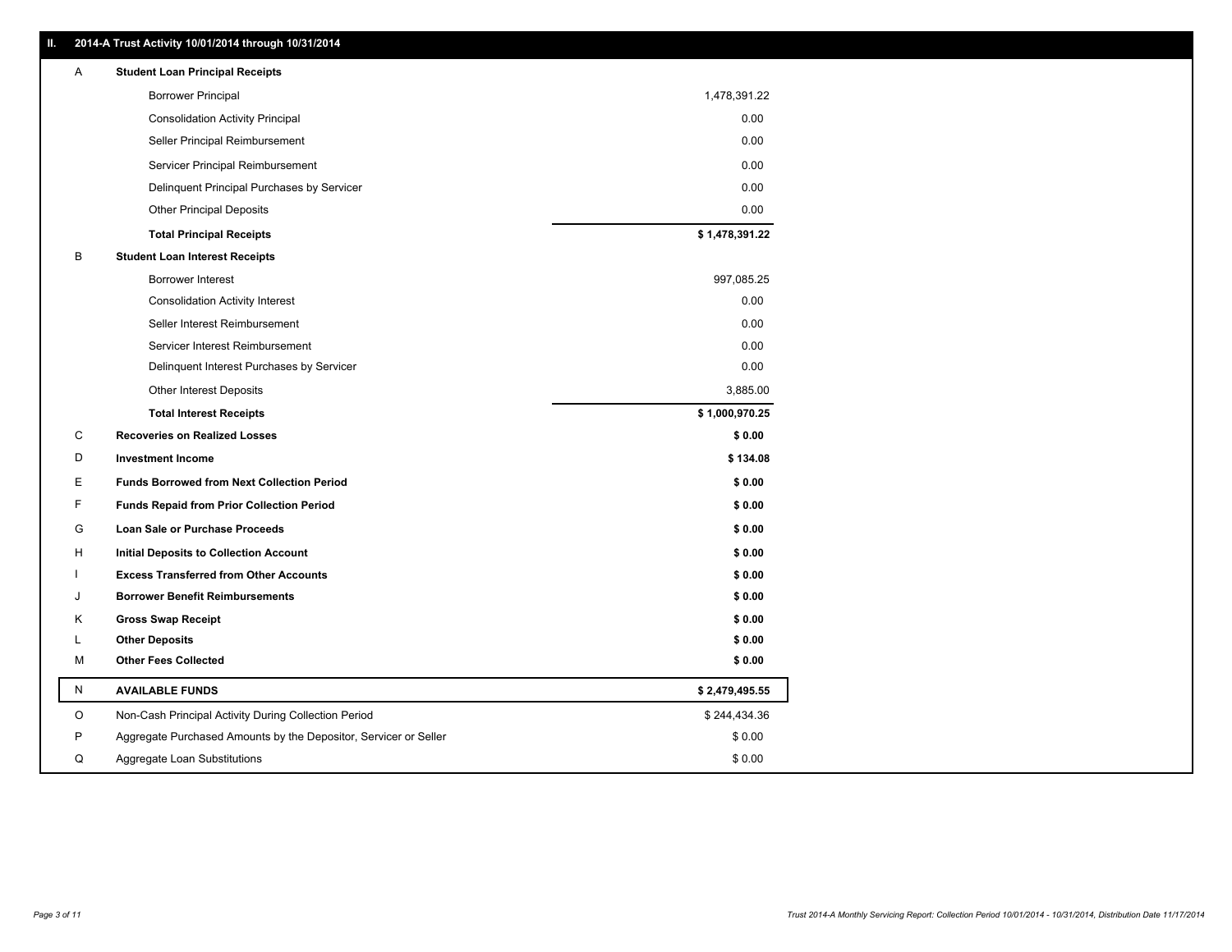## II. 2014-A Trust Activity 10/01/2014 through 10/31/2014

| | | |
|---|---|---|
| A | **Student Loan Principal Receipts** | |
| | Borrower Principal | 1,478,391.22 |
| | Consolidation Activity Principal | 0.00 |
| | Seller Principal Reimbursement | 0.00 |
| | Servicer Principal Reimbursement | 0.00 |
| | Delinquent Principal Purchases by Servicer | 0.00 |
| | Other Principal Deposits | 0.00 |
| | **Total Principal Receipts** | **$ 1,478,391.22** |
| B | **Student Loan Interest Receipts** | |
| | Borrower Interest | 997,085.25 |
| | Consolidation Activity Interest | 0.00 |
| | Seller Interest Reimbursement | 0.00 |
| | Servicer Interest Reimbursement | 0.00 |
| | Delinquent Interest Purchases by Servicer | 0.00 |
| | Other Interest Deposits | 3,885.00 |
| | **Total Interest Receipts** | **$ 1,000,970.25** |
| C | **Recoveries on Realized Losses** | **$ 0.00** |
| D | **Investment Income** | **$ 134.08** |
| E | **Funds Borrowed from Next Collection Period** | **$ 0.00** |
| F | **Funds Repaid from Prior Collection Period** | **$ 0.00** |
| G | **Loan Sale or Purchase Proceeds** | **$ 0.00** |
| H | **Initial Deposits to Collection Account** | **$ 0.00** |
| I | **Excess Transferred from Other Accounts** | **$ 0.00** |
| J | **Borrower Benefit Reimbursements** | **$ 0.00** |
| K | **Gross Swap Receipt** | **$ 0.00** |
| L | **Other Deposits** | **$ 0.00** |
| M | **Other Fees Collected** | **$ 0.00** |
| N | **AVAILABLE FUNDS** | **$ 2,479,495.55** |
| O | Non-Cash Principal Activity During Collection Period | $ 244,434.36 |
| P | Aggregate Purchased Amounts by the Depositor, Servicer or Seller | $ 0.00 |
| Q | Aggregate Loan Substitutions | $ 0.00 |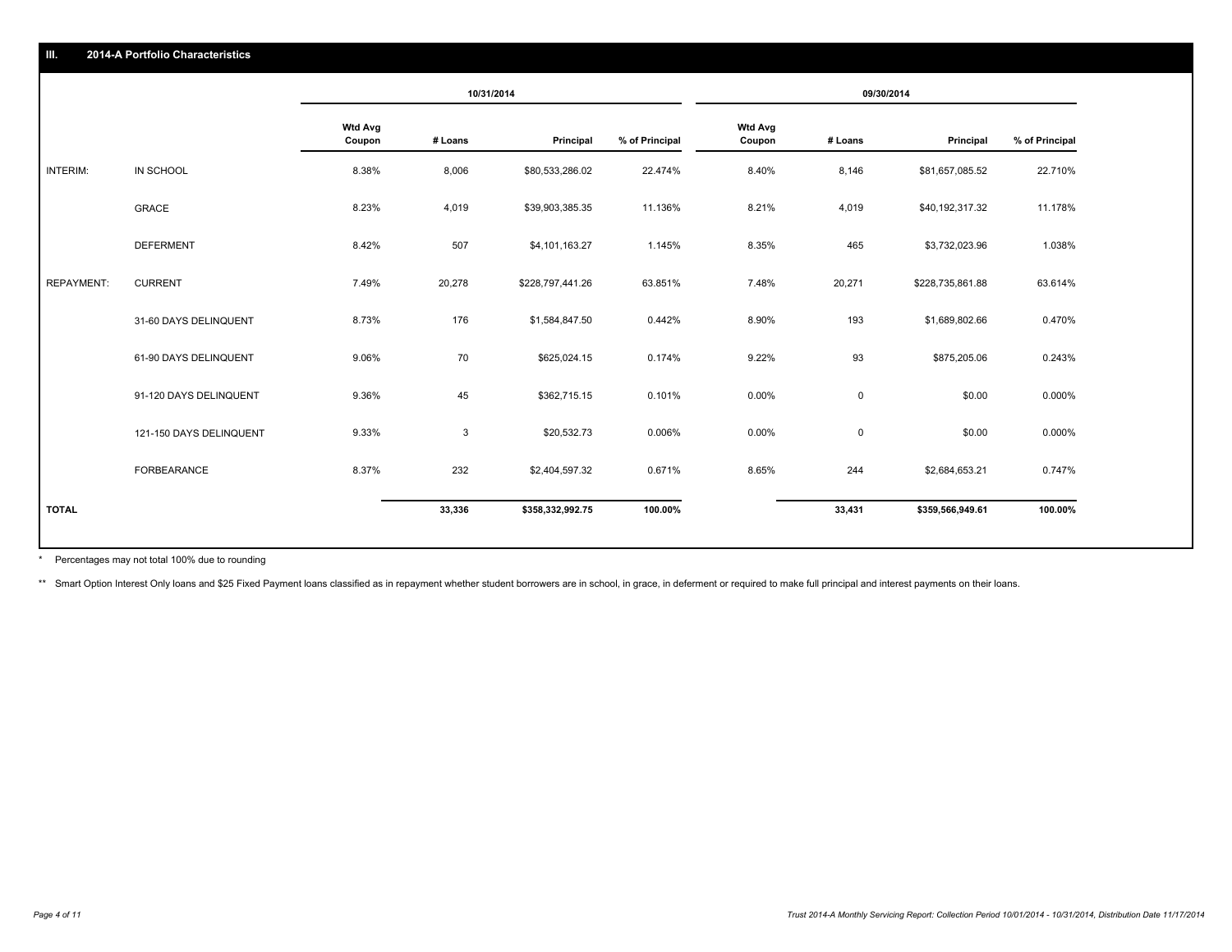## III. 2014-A Portfolio Characteristics

| | | 10/31/2014 | | | | 09/30/2014 | | | |
|---|---|---|---|---|---|---|---|---|---|
| | | Wtd Avg Coupon | # Loans | Principal | % of Principal | Wtd Avg Coupon | # Loans | Principal | % of Principal |
| INTERIM: | IN SCHOOL | 8.38% | 8,006 | $80,533,286.02 | 22.474% | 8.40% | 8,146 | $81,657,085.52 | 22.710% |
| | GRACE | 8.23% | 4,019 | $39,903,385.35 | 11.136% | 8.21% | 4,019 | $40,192,317.32 | 11.178% |
| | DEFERMENT | 8.42% | 507 | $4,101,163.27 | 1.145% | 8.35% | 465 | $3,732,023.96 | 1.038% |
| REPAYMENT: | CURRENT | 7.49% | 20,278 | $228,797,441.26 | 63.851% | 7.48% | 20,271 | $228,735,861.88 | 63.614% |
| | 31-60 DAYS DELINQUENT | 8.73% | 176 | $1,584,847.50 | 0.442% | 8.90% | 193 | $1,689,802.66 | 0.470% |
| | 61-90 DAYS DELINQUENT | 9.06% | 70 | $625,024.15 | 0.174% | 9.22% | 93 | $875,205.06 | 0.243% |
| | 91-120 DAYS DELINQUENT | 9.36% | 45 | $362,715.15 | 0.101% | 0.00% | 0 | $0.00 | 0.000% |
| | 121-150 DAYS DELINQUENT | 9.33% | 3 | $20,532.73 | 0.006% | 0.00% | 0 | $0.00 | 0.000% |
| | FORBEARANCE | 8.37% | 232 | $2,404,597.32 | 0.671% | 8.65% | 244 | $2,684,653.21 | 0.747% |
| **TOTAL** | | | **33,336** | **$358,332,992.75** | **100.00%** | | **33,431** | **$359,566,949.61** | **100.00%** |

\* Percentages may not total 100% due to rounding

\*\* Smart Option Interest Only loans and $25 Fixed Payment loans classified as in repayment whether student borrowers are in school, in grace, in deferment or required to make full principal and interest payments on their loans.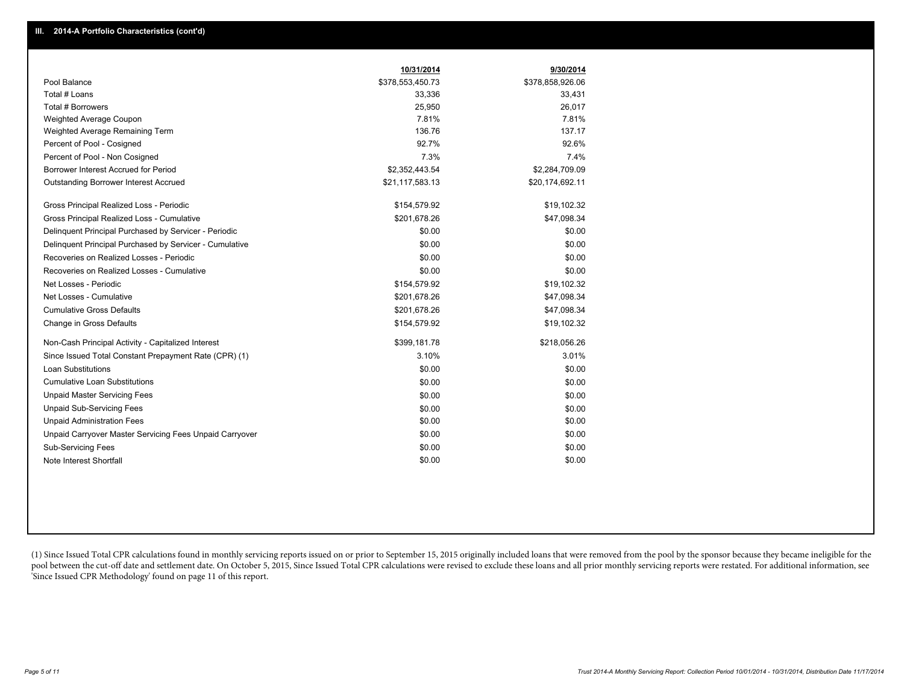## III. 2014-A Portfolio Characteristics (cont'd)

| | 10/31/2014 | 9/30/2014 |
|---|---|---|
| Pool Balance | $378,553,450.73 | $378,858,926.06 |
| Total # Loans | 33,336 | 33,431 |
| Total # Borrowers | 25,950 | 26,017 |
| Weighted Average Coupon | 7.81% | 7.81% |
| Weighted Average Remaining Term | 136.76 | 137.17 |
| Percent of Pool - Cosigned | 92.7% | 92.6% |
| Percent of Pool - Non Cosigned | 7.3% | 7.4% |
| Borrower Interest Accrued for Period | $2,352,443.54 | $2,284,709.09 |
| Outstanding Borrower Interest Accrued | $21,117,583.13 | $20,174,692.11 |
| Gross Principal Realized Loss - Periodic | $154,579.92 | $19,102.32 |
| Gross Principal Realized Loss - Cumulative | $201,678.26 | $47,098.34 |
| Delinquent Principal Purchased by Servicer - Periodic | $0.00 | $0.00 |
| Delinquent Principal Purchased by Servicer - Cumulative | $0.00 | $0.00 |
| Recoveries on Realized Losses - Periodic | $0.00 | $0.00 |
| Recoveries on Realized Losses - Cumulative | $0.00 | $0.00 |
| Net Losses - Periodic | $154,579.92 | $19,102.32 |
| Net Losses - Cumulative | $201,678.26 | $47,098.34 |
| Cumulative Gross Defaults | $201,678.26 | $47,098.34 |
| Change in Gross Defaults | $154,579.92 | $19,102.32 |
| Non-Cash Principal Activity - Capitalized Interest | $399,181.78 | $218,056.26 |
| Since Issued Total Constant Prepayment Rate (CPR) (1) | 3.10% | 3.01% |
| Loan Substitutions | $0.00 | $0.00 |
| Cumulative Loan Substitutions | $0.00 | $0.00 |
| Unpaid Master Servicing Fees | $0.00 | $0.00 |
| Unpaid Sub-Servicing Fees | $0.00 | $0.00 |
| Unpaid Administration Fees | $0.00 | $0.00 |
| Unpaid Carryover Master Servicing Fees Unpaid Carryover | $0.00 | $0.00 |
| Sub-Servicing Fees | $0.00 | $0.00 |
| Note Interest Shortfall | $0.00 | $0.00 |

(1) Since Issued Total CPR calculations found in monthly servicing reports issued on or prior to September 15, 2015 originally included loans that were removed from the pool by the sponsor because they became ineligible for the pool between the cut-off date and settlement date. On October 5, 2015, Since Issued Total CPR calculations were revised to exclude these loans and all prior monthly servicing reports were restated. For additional information, see 'Since Issued CPR Methodology' found on page 11 of this report.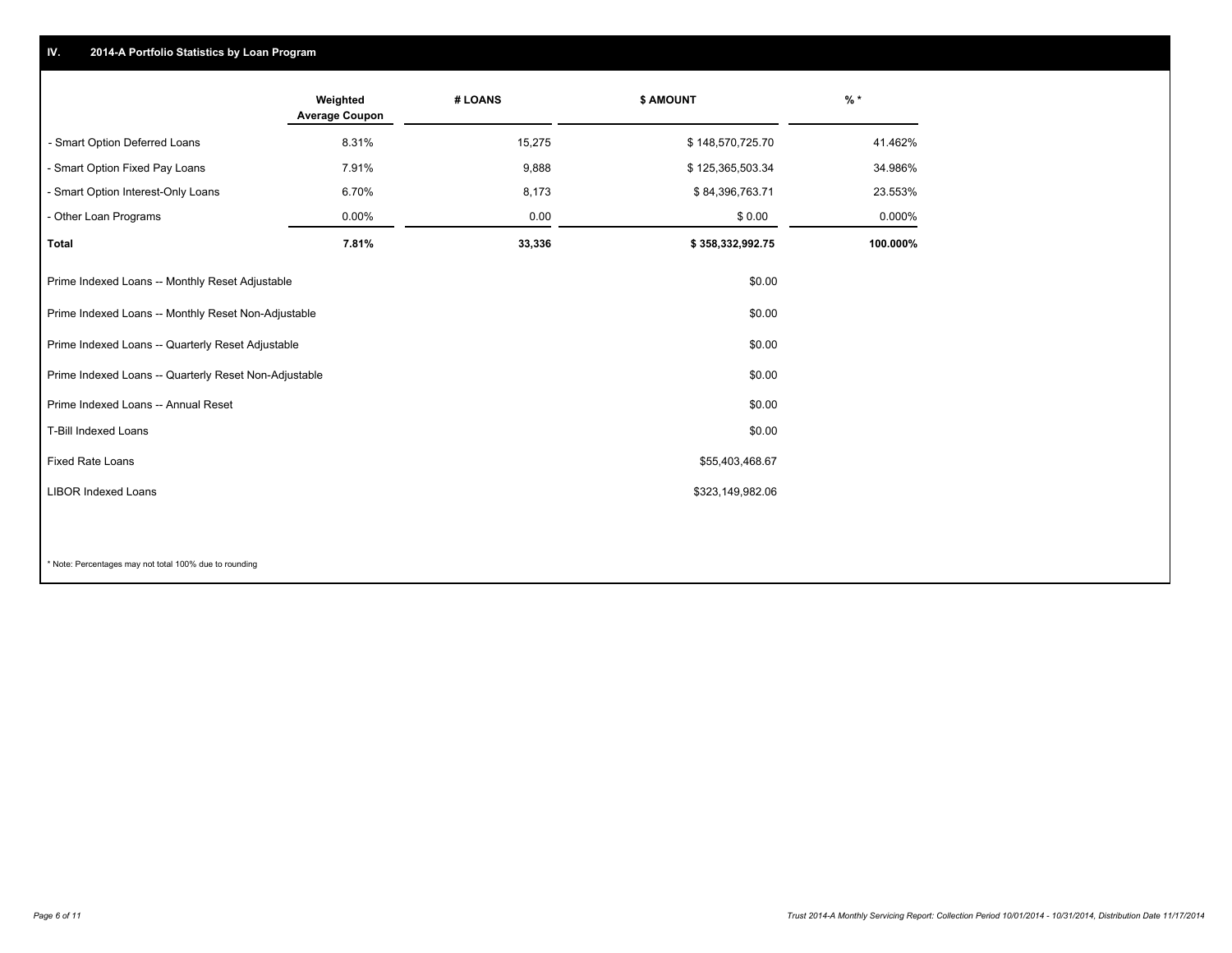## IV. 2014-A Portfolio Statistics by Loan Program

| | Weighted Average Coupon | # LOANS | $ AMOUNT | % * |
|---|---|---|---|---|
| - Smart Option Deferred Loans | 8.31% | 15,275 | $ 148,570,725.70 | 41.462% |
| - Smart Option Fixed Pay Loans | 7.91% | 9,888 | $ 125,365,503.34 | 34.986% |
| - Smart Option Interest-Only Loans | 6.70% | 8,173 | $ 84,396,763.71 | 23.553% |
| - Other Loan Programs | 0.00% | 0.00 | $ 0.00 | 0.000% |
| **Total** | **7.81%** | **33,336** | **$ 358,332,992.75** | **100.000%** |

| | |
|---|---|
| Prime Indexed Loans -- Monthly Reset Adjustable | $0.00 |
| Prime Indexed Loans -- Monthly Reset Non-Adjustable | $0.00 |
| Prime Indexed Loans -- Quarterly Reset Adjustable | $0.00 |
| Prime Indexed Loans -- Quarterly Reset Non-Adjustable | $0.00 |
| Prime Indexed Loans -- Annual Reset | $0.00 |
| T-Bill Indexed Loans | $0.00 |
| Fixed Rate Loans | $55,403,468.67 |
| LIBOR Indexed Loans | $323,149,982.06 |

* Note: Percentages may not total 100% due to rounding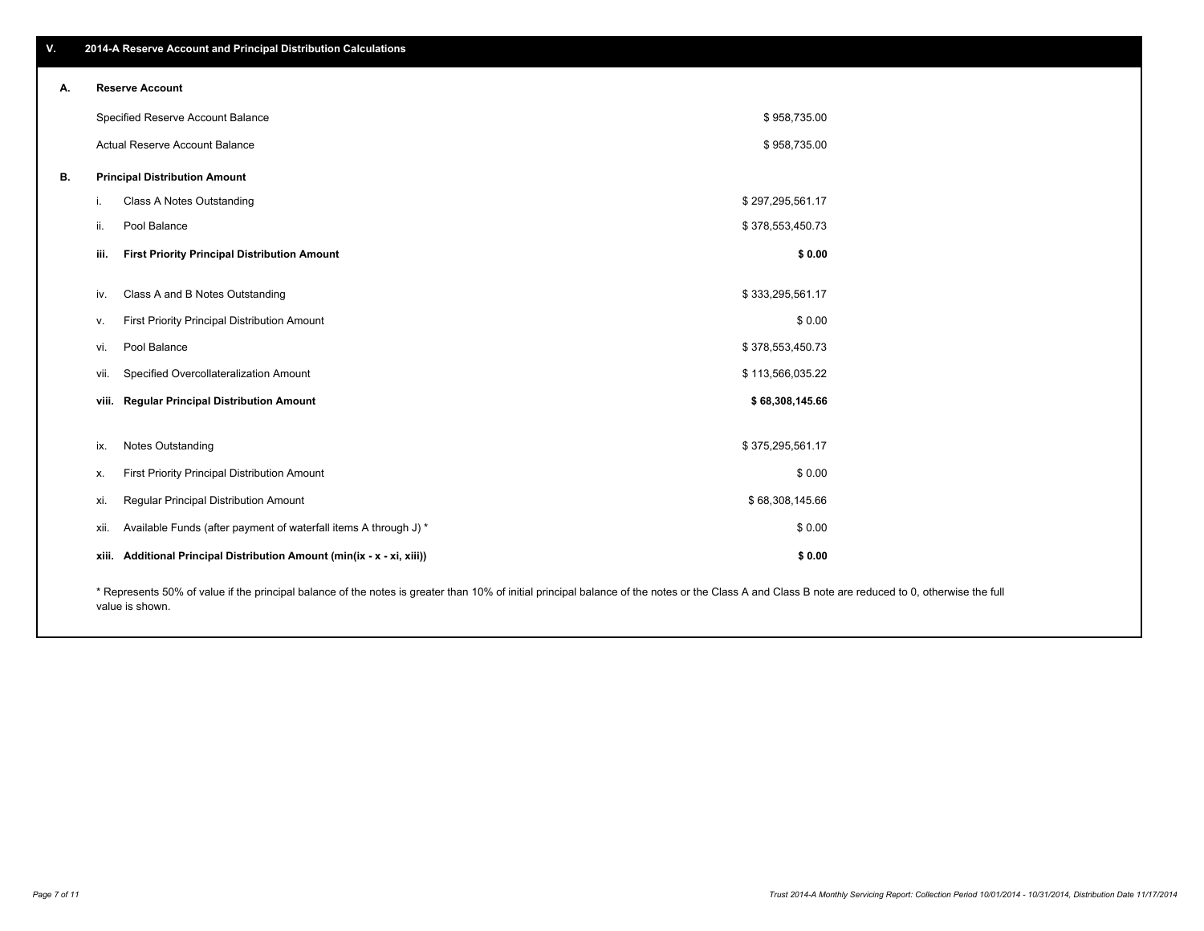## V. 2014-A Reserve Account and Principal Distribution Calculations

### A. Reserve Account

| | |
|---|---|
| Specified Reserve Account Balance | $ 958,735.00 |
| Actual Reserve Account Balance | $ 958,735.00 |

### B. Principal Distribution Amount

| | | |
|---|---|---|
| i. | Class A Notes Outstanding | $ 297,295,561.17 |
| ii. | Pool Balance | $ 378,553,450.73 |
| **iii.** | **First Priority Principal Distribution Amount** | **$ 0.00** |
| iv. | Class A and B Notes Outstanding | $ 333,295,561.17 |
| v. | First Priority Principal Distribution Amount | $ 0.00 |
| vi. | Pool Balance | $ 378,553,450.73 |
| vii. | Specified Overcollateralization Amount | $ 113,566,035.22 |
| **viii.** | **Regular Principal Distribution Amount** | **$ 68,308,145.66** |
| ix. | Notes Outstanding | $ 375,295,561.17 |
| x. | First Priority Principal Distribution Amount | $ 0.00 |
| xi. | Regular Principal Distribution Amount | $ 68,308,145.66 |
| xii. | Available Funds (after payment of waterfall items A through J) * | $ 0.00 |
| **xiii.** | **Additional Principal Distribution Amount (min(ix - x - xi, xiii))** | **$ 0.00** |

* Represents 50% of value if the principal balance of the notes is greater than 10% of initial principal balance of the notes or the Class A and Class B note are reduced to 0, otherwise the full value is shown.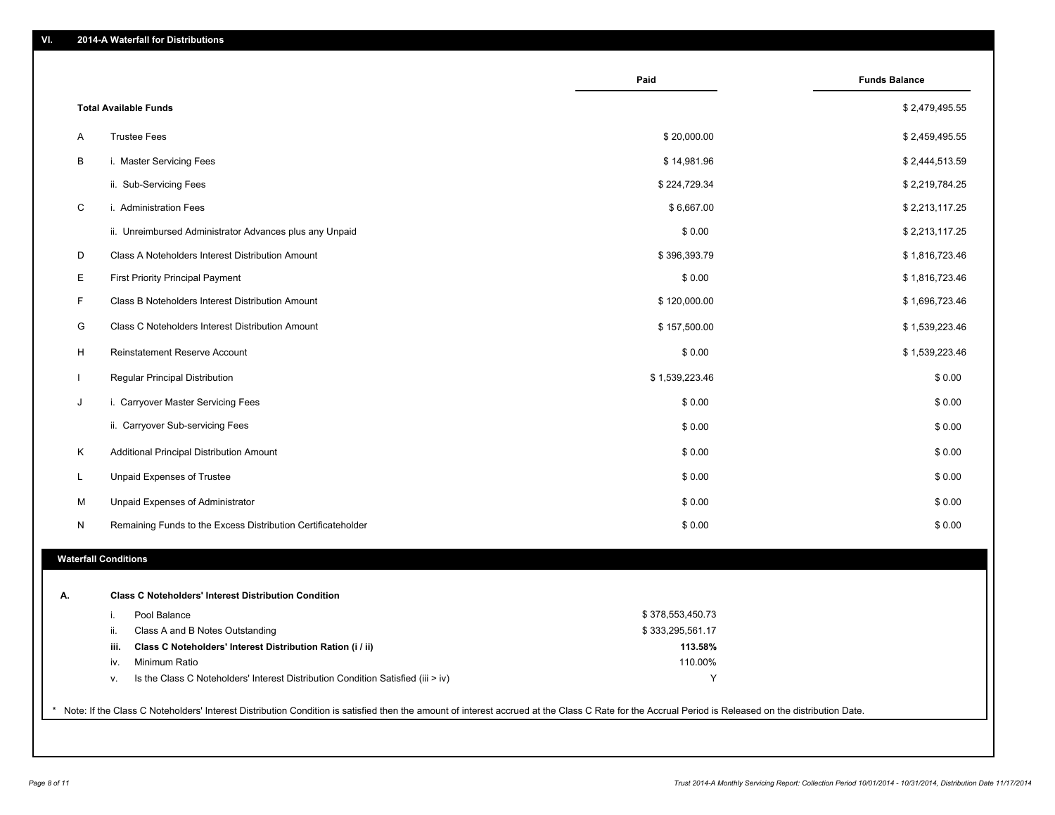## VI. 2014-A Waterfall for Distributions

| | | Paid | Funds Balance |
|---|---|---|---|
| **Total Available Funds** | | | $ 2,479,495.55 |
| A | Trustee Fees | $ 20,000.00 | $ 2,459,495.55 |
| B | i. Master Servicing Fees | $ 14,981.96 | $ 2,444,513.59 |
| | ii. Sub-Servicing Fees | $ 224,729.34 | $ 2,219,784.25 |
| C | i. Administration Fees | $ 6,667.00 | $ 2,213,117.25 |
| | ii. Unreimbursed Administrator Advances plus any Unpaid | $ 0.00 | $ 2,213,117.25 |
| D | Class A Noteholders Interest Distribution Amount | $ 396,393.79 | $ 1,816,723.46 |
| E | First Priority Principal Payment | $ 0.00 | $ 1,816,723.46 |
| F | Class B Noteholders Interest Distribution Amount | $ 120,000.00 | $ 1,696,723.46 |
| G | Class C Noteholders Interest Distribution Amount | $ 157,500.00 | $ 1,539,223.46 |
| H | Reinstatement Reserve Account | $ 0.00 | $ 1,539,223.46 |
| I | Regular Principal Distribution | $ 1,539,223.46 | $ 0.00 |
| J | i. Carryover Master Servicing Fees | $ 0.00 | $ 0.00 |
| | ii. Carryover Sub-servicing Fees | $ 0.00 | $ 0.00 |
| K | Additional Principal Distribution Amount | $ 0.00 | $ 0.00 |
| L | Unpaid Expenses of Trustee | $ 0.00 | $ 0.00 |
| M | Unpaid Expenses of Administrator | $ 0.00 | $ 0.00 |
| N | Remaining Funds to the Excess Distribution Certificateholder | $ 0.00 | $ 0.00 |

### Waterfall Conditions

**A. Class C Noteholders' Interest Distribution Condition**

| | | |
|---|---|---|
| i. | Pool Balance | $ 378,553,450.73 |
| ii. | Class A and B Notes Outstanding | $ 333,295,561.17 |
| **iii.** | **Class C Noteholders' Interest Distribution Ration (i / ii)** | **113.58%** |
| iv. | Minimum Ratio | 110.00% |
| v. | Is the Class C Noteholders' Interest Distribution Condition Satisfied (iii > iv) | Y |

* Note: If the Class C Noteholders' Interest Distribution Condition is satisfied then the amount of interest accrued at the Class C Rate for the Accrual Period is Released on the distribution Date.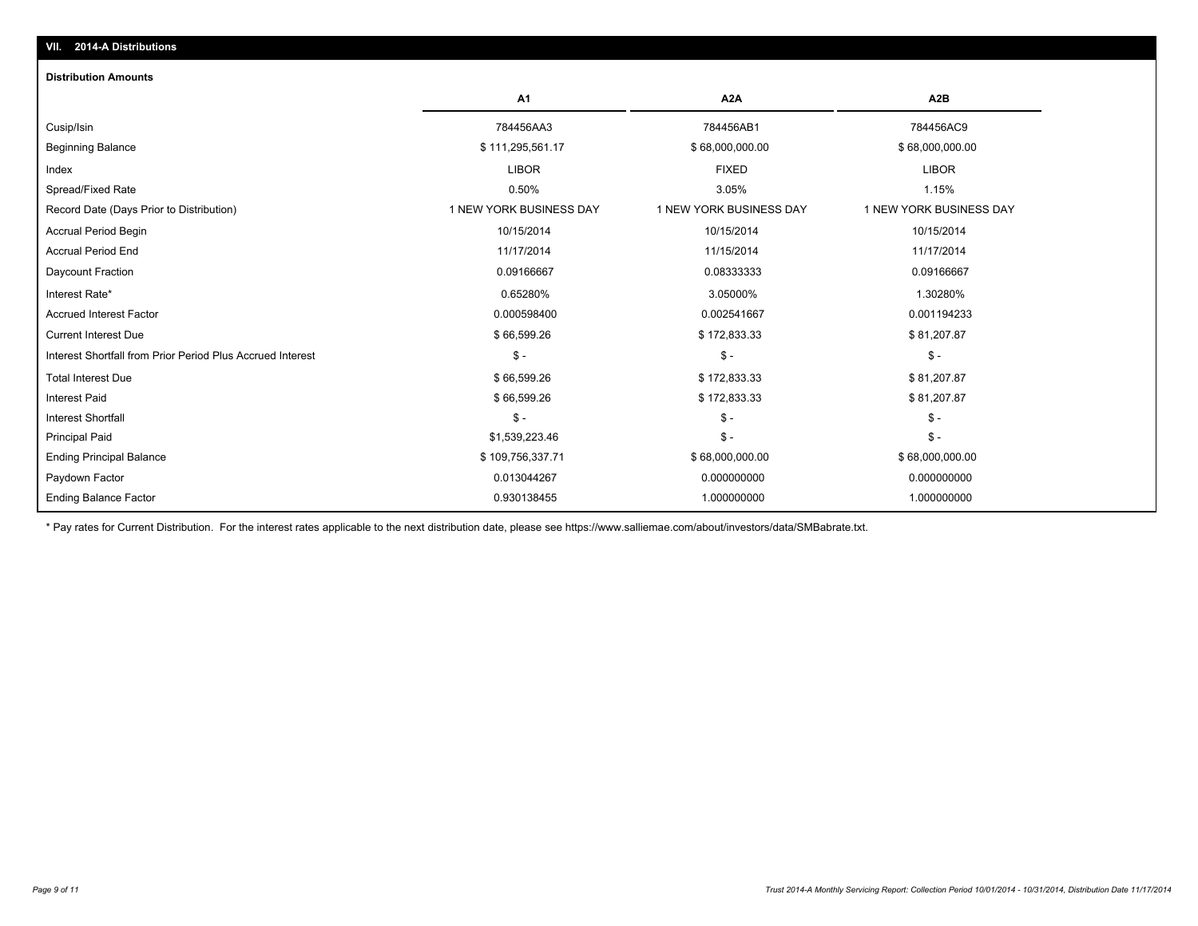## VII. 2014-A Distributions

### Distribution Amounts

| | A1 | A2A | A2B |
|---|---|---|---|
| Cusip/Isin | 784456AA3 | 784456AB1 | 784456AC9 |
| Beginning Balance | $ 111,295,561.17 | $ 68,000,000.00 | $ 68,000,000.00 |
| Index | LIBOR | FIXED | LIBOR |
| Spread/Fixed Rate | 0.50% | 3.05% | 1.15% |
| Record Date (Days Prior to Distribution) | 1 NEW YORK BUSINESS DAY | 1 NEW YORK BUSINESS DAY | 1 NEW YORK BUSINESS DAY |
| Accrual Period Begin | 10/15/2014 | 10/15/2014 | 10/15/2014 |
| Accrual Period End | 11/17/2014 | 11/15/2014 | 11/17/2014 |
| Daycount Fraction | 0.09166667 | 0.08333333 | 0.09166667 |
| Interest Rate* | 0.65280% | 3.05000% | 1.30280% |
| Accrued Interest Factor | 0.000598400 | 0.002541667 | 0.001194233 |
| Current Interest Due | $ 66,599.26 | $ 172,833.33 | $ 81,207.87 |
| Interest Shortfall from Prior Period Plus Accrued Interest | $ - | $ - | $ - |
| Total Interest Due | $ 66,599.26 | $ 172,833.33 | $ 81,207.87 |
| Interest Paid | $ 66,599.26 | $ 172,833.33 | $ 81,207.87 |
| Interest Shortfall | $ - | $ - | $ - |
| Principal Paid | $1,539,223.46 | $ - | $ - |
| Ending Principal Balance | $ 109,756,337.71 | $ 68,000,000.00 | $ 68,000,000.00 |
| Paydown Factor | 0.013044267 | 0.000000000 | 0.000000000 |
| Ending Balance Factor | 0.930138455 | 1.000000000 | 1.000000000 |

* Pay rates for Current Distribution. For the interest rates applicable to the next distribution date, please see https://www.salliemae.com/about/investors/data/SMBabrate.txt.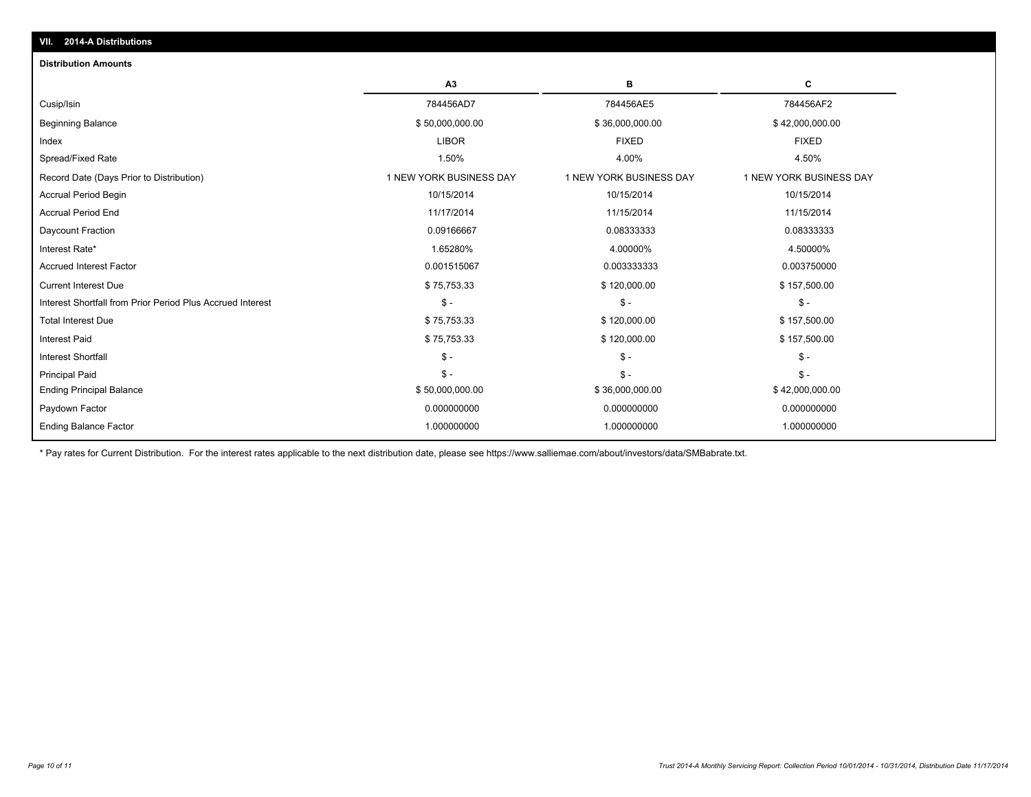## VII. 2014-A Distributions

### Distribution Amounts

| | A3 | B | C |
|---|---|---|---|
| Cusip/Isin | 784456AD7 | 784456AE5 | 784456AF2 |
| Beginning Balance | $ 50,000,000.00 | $ 36,000,000.00 | $ 42,000,000.00 |
| Index | LIBOR | FIXED | FIXED |
| Spread/Fixed Rate | 1.50% | 4.00% | 4.50% |
| Record Date (Days Prior to Distribution) | 1 NEW YORK BUSINESS DAY | 1 NEW YORK BUSINESS DAY | 1 NEW YORK BUSINESS DAY |
| Accrual Period Begin | 10/15/2014 | 10/15/2014 | 10/15/2014 |
| Accrual Period End | 11/17/2014 | 11/15/2014 | 11/15/2014 |
| Daycount Fraction | 0.09166667 | 0.08333333 | 0.08333333 |
| Interest Rate* | 1.65280% | 4.00000% | 4.50000% |
| Accrued Interest Factor | 0.001515067 | 0.003333333 | 0.003750000 |
| Current Interest Due | $ 75,753.33 | $ 120,000.00 | $ 157,500.00 |
| Interest Shortfall from Prior Period Plus Accrued Interest | $ - | $ - | $ - |
| Total Interest Due | $ 75,753.33 | $ 120,000.00 | $ 157,500.00 |
| Interest Paid | $ 75,753.33 | $ 120,000.00 | $ 157,500.00 |
| Interest Shortfall | $ - | $ - | $ - |
| Principal Paid | $ - | $ - | $ - |
| Ending Principal Balance | $ 50,000,000.00 | $ 36,000,000.00 | $ 42,000,000.00 |
| Paydown Factor | 0.000000000 | 0.000000000 | 0.000000000 |
| Ending Balance Factor | 1.000000000 | 1.000000000 | 1.000000000 |

* Pay rates for Current Distribution. For the interest rates applicable to the next distribution date, please see https://www.salliemae.com/about/investors/data/SMBabrate.txt.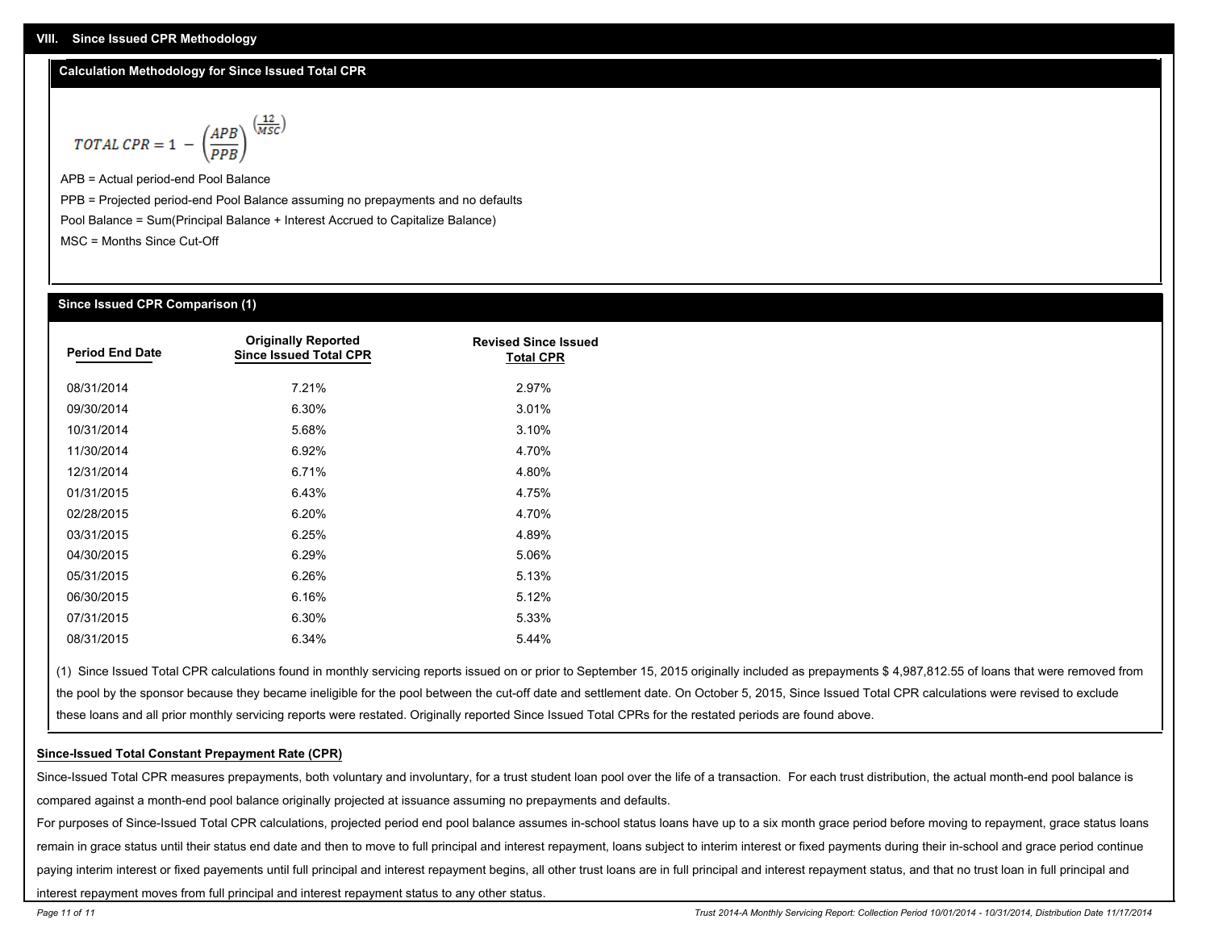## VIII. Since Issued CPR Methodology

### Calculation Methodology for Since Issued Total CPR

$$TOTAL\ CPR = 1 - \left(\frac{APB}{PPB}\right)^{\left(\frac{12}{MSC}\right)}$$

APB = Actual period-end Pool Balance

PPB = Projected period-end Pool Balance assuming no prepayments and no defaults

Pool Balance = Sum(Principal Balance + Interest Accrued to Capitalize Balance)

MSC = Months Since Cut-Off

### Since Issued CPR Comparison (1)

| Period End Date | Originally Reported Since Issued Total CPR | Revised Since Issued Total CPR |
|---|---|---|
| 08/31/2014 | 7.21% | 2.97% |
| 09/30/2014 | 6.30% | 3.01% |
| 10/31/2014 | 5.68% | 3.10% |
| 11/30/2014 | 6.92% | 4.70% |
| 12/31/2014 | 6.71% | 4.80% |
| 01/31/2015 | 6.43% | 4.75% |
| 02/28/2015 | 6.20% | 4.70% |
| 03/31/2015 | 6.25% | 4.89% |
| 04/30/2015 | 6.29% | 5.06% |
| 05/31/2015 | 6.26% | 5.13% |
| 06/30/2015 | 6.16% | 5.12% |
| 07/31/2015 | 6.30% | 5.33% |
| 08/31/2015 | 6.34% | 5.44% |

(1) Since Issued Total CPR calculations found in monthly servicing reports issued on or prior to September 15, 2015 originally included as prepayments $ 4,987,812.55 of loans that were removed from the pool by the sponsor because they became ineligible for the pool between the cut-off date and settlement date. On October 5, 2015, Since Issued Total CPR calculations were revised to exclude these loans and all prior monthly servicing reports were restated. Originally reported Since Issued Total CPRs for the restated periods are found above.

**Since-Issued Total Constant Prepayment Rate (CPR)**

Since-Issued Total CPR measures prepayments, both voluntary and involuntary, for a trust student loan pool over the life of a transaction. For each trust distribution, the actual month-end pool balance is compared against a month-end pool balance originally projected at issuance assuming no prepayments and defaults.

For purposes of Since-Issued Total CPR calculations, projected period end pool balance assumes in-school status loans have up to a six month grace period before moving to repayment, grace status loans remain in grace status until their status end date and then to move to full principal and interest repayment, loans subject to interim interest or fixed payments during their in-school and grace period continue paying interim interest or fixed payements until full principal and interest repayment begins, all other trust loans are in full principal and interest repayment status, and that no trust loan in full principal and interest repayment moves from full principal and interest repayment status to any other status.